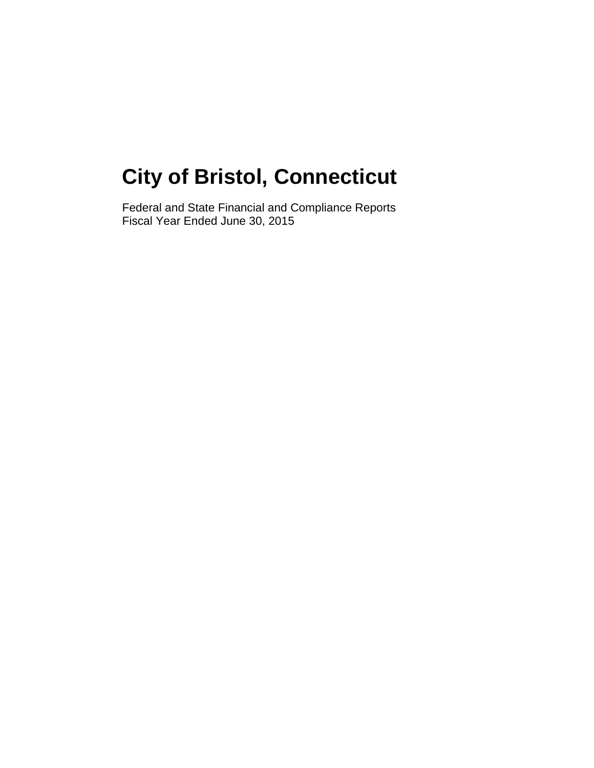# City of Bristol, Connecticut

Federal and State Financial and Compliance Reports
Fiscal Year Ended June 30, 2015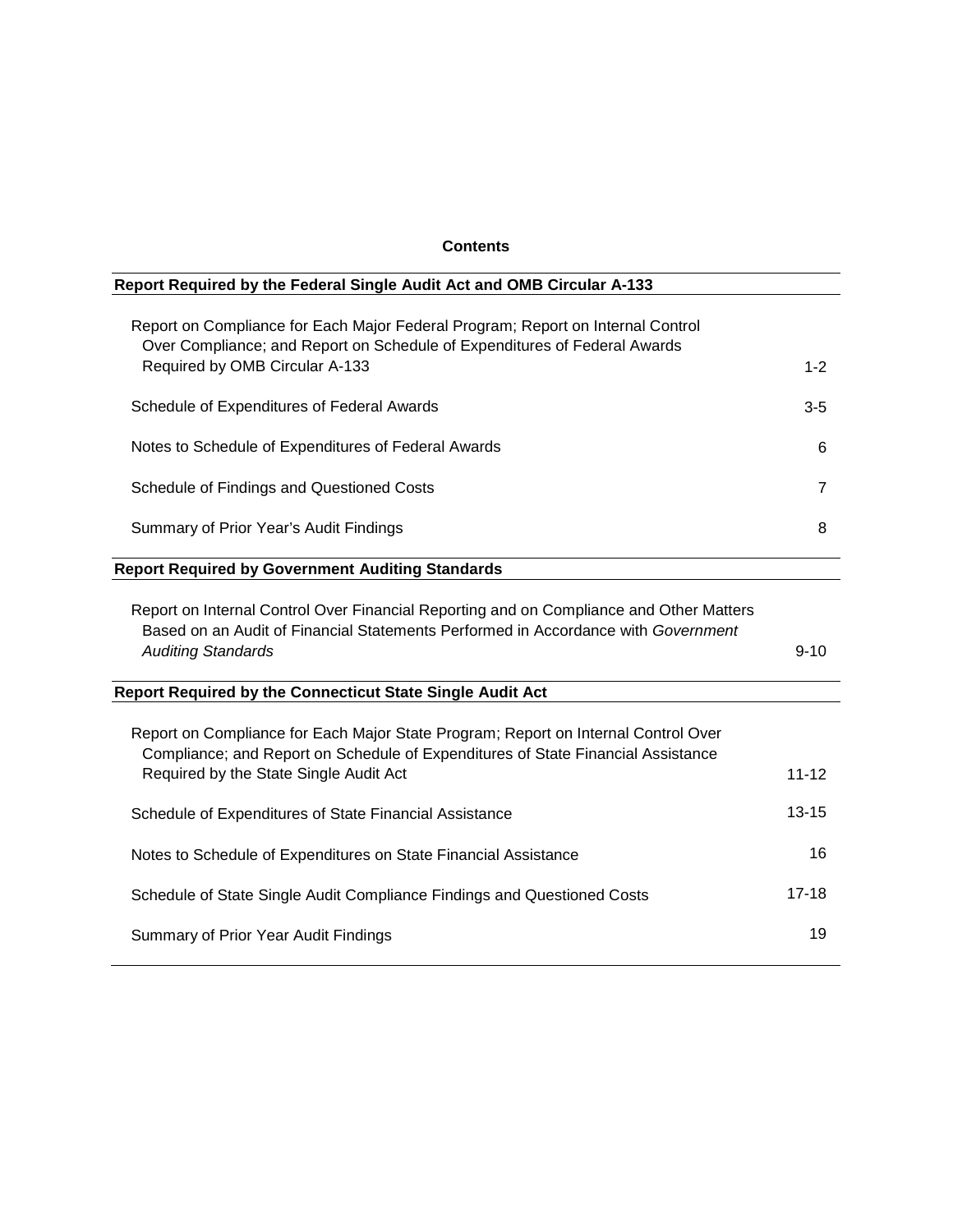## Contents

| Report Required by the Federal Single Audit Act and OMB Circular A-133 | |
|---|---|
| Report on Compliance for Each Major Federal Program; Report on Internal Control Over Compliance; and Report on Schedule of Expenditures of Federal Awards Required by OMB Circular A-133 | 1-2 |
| Schedule of Expenditures of Federal Awards | 3-5 |
| Notes to Schedule of Expenditures of Federal Awards | 6 |
| Schedule of Findings and Questioned Costs | 7 |
| Summary of Prior Year's Audit Findings | 8 |
| **Report Required by Government Auditing Standards** | |
| Report on Internal Control Over Financial Reporting and on Compliance and Other Matters Based on an Audit of Financial Statements Performed in Accordance with *Government Auditing Standards* | 9-10 |
| **Report Required by the Connecticut State Single Audit Act** | |
| Report on Compliance for Each Major State Program; Report on Internal Control Over Compliance; and Report on Schedule of Expenditures of State Financial Assistance Required by the State Single Audit Act | 11-12 |
| Schedule of Expenditures of State Financial Assistance | 13-15 |
| Notes to Schedule of Expenditures on State Financial Assistance | 16 |
| Schedule of State Single Audit Compliance Findings and Questioned Costs | 17-18 |
| Summary of Prior Year Audit Findings | 19 |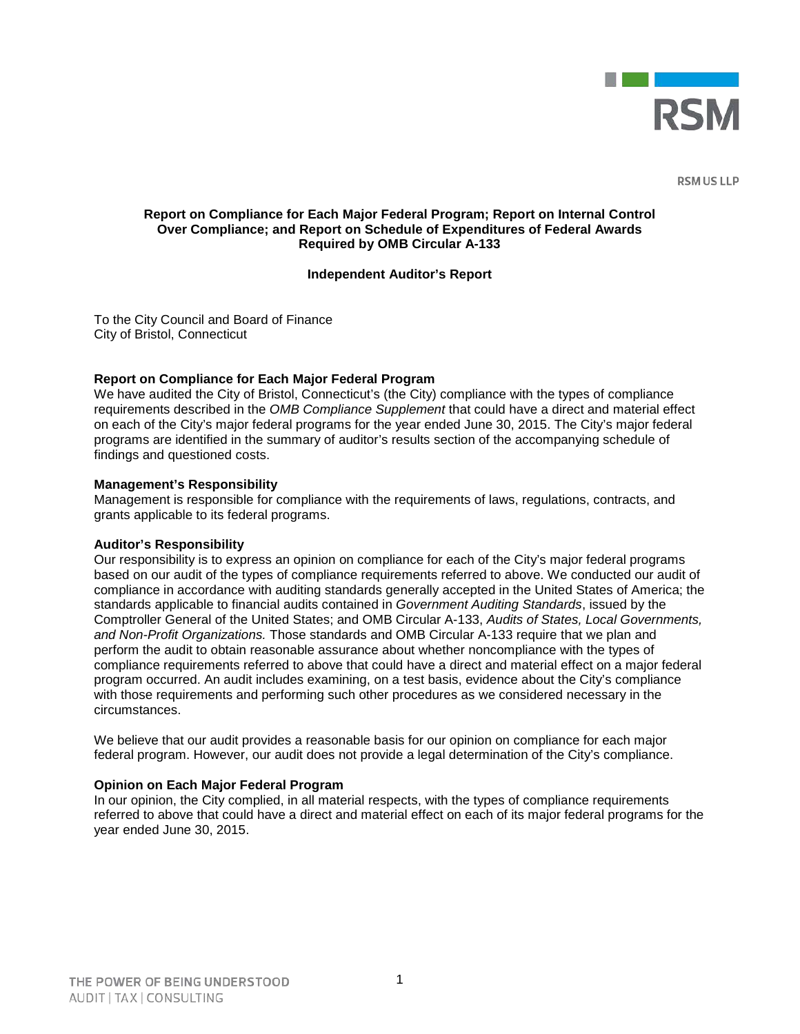RSM US LLP

**Report on Compliance for Each Major Federal Program; Report on Internal Control Over Compliance; and Report on Schedule of Expenditures of Federal Awards Required by OMB Circular A-133**

**Independent Auditor's Report**

To the City Council and Board of Finance
City of Bristol, Connecticut

**Report on Compliance for Each Major Federal Program**
We have audited the City of Bristol, Connecticut's (the City) compliance with the types of compliance requirements described in the *OMB Compliance Supplement* that could have a direct and material effect on each of the City's major federal programs for the year ended June 30, 2015. The City's major federal programs are identified in the summary of auditor's results section of the accompanying schedule of findings and questioned costs.

**Management's Responsibility**
Management is responsible for compliance with the requirements of laws, regulations, contracts, and grants applicable to its federal programs.

**Auditor's Responsibility**
Our responsibility is to express an opinion on compliance for each of the City's major federal programs based on our audit of the types of compliance requirements referred to above. We conducted our audit of compliance in accordance with auditing standards generally accepted in the United States of America; the standards applicable to financial audits contained in *Government Auditing Standards*, issued by the Comptroller General of the United States; and OMB Circular A-133, *Audits of States, Local Governments, and Non-Profit Organizations.* Those standards and OMB Circular A-133 require that we plan and perform the audit to obtain reasonable assurance about whether noncompliance with the types of compliance requirements referred to above that could have a direct and material effect on a major federal program occurred. An audit includes examining, on a test basis, evidence about the City's compliance with those requirements and performing such other procedures as we considered necessary in the circumstances.

We believe that our audit provides a reasonable basis for our opinion on compliance for each major federal program. However, our audit does not provide a legal determination of the City's compliance.

**Opinion on Each Major Federal Program**
In our opinion, the City complied, in all material respects, with the types of compliance requirements referred to above that could have a direct and material effect on each of its major federal programs for the year ended June 30, 2015.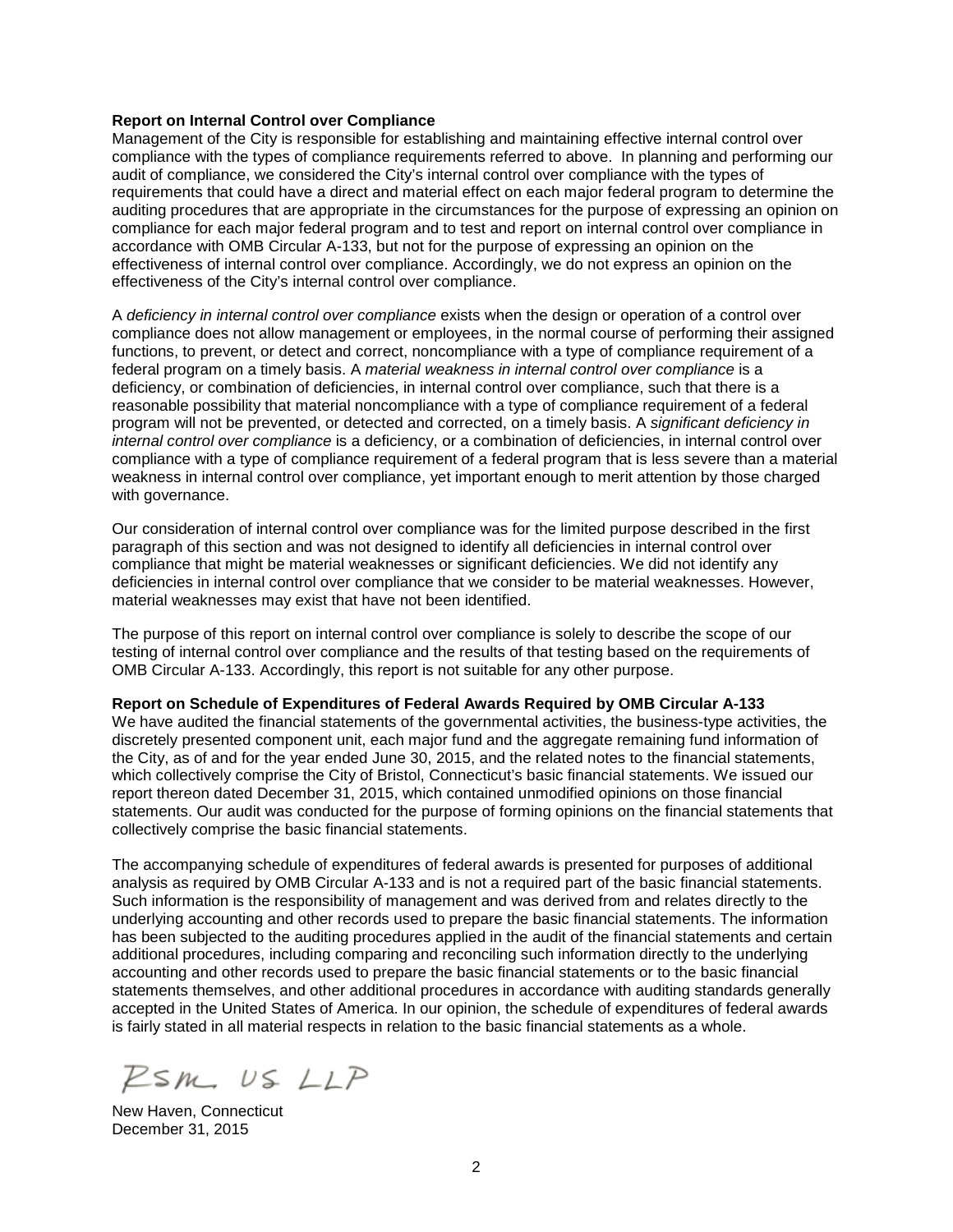**Report on Internal Control over Compliance**

Management of the City is responsible for establishing and maintaining effective internal control over compliance with the types of compliance requirements referred to above. In planning and performing our audit of compliance, we considered the City's internal control over compliance with the types of requirements that could have a direct and material effect on each major federal program to determine the auditing procedures that are appropriate in the circumstances for the purpose of expressing an opinion on compliance for each major federal program and to test and report on internal control over compliance in accordance with OMB Circular A-133, but not for the purpose of expressing an opinion on the effectiveness of internal control over compliance. Accordingly, we do not express an opinion on the effectiveness of the City's internal control over compliance.

A *deficiency in internal control over compliance* exists when the design or operation of a control over compliance does not allow management or employees, in the normal course of performing their assigned functions, to prevent, or detect and correct, noncompliance with a type of compliance requirement of a federal program on a timely basis. A *material weakness in internal control over compliance* is a deficiency, or combination of deficiencies, in internal control over compliance, such that there is a reasonable possibility that material noncompliance with a type of compliance requirement of a federal program will not be prevented, or detected and corrected, on a timely basis. A *significant deficiency in internal control over compliance* is a deficiency, or a combination of deficiencies, in internal control over compliance with a type of compliance requirement of a federal program that is less severe than a material weakness in internal control over compliance, yet important enough to merit attention by those charged with governance.

Our consideration of internal control over compliance was for the limited purpose described in the first paragraph of this section and was not designed to identify all deficiencies in internal control over compliance that might be material weaknesses or significant deficiencies. We did not identify any deficiencies in internal control over compliance that we consider to be material weaknesses. However, material weaknesses may exist that have not been identified.

The purpose of this report on internal control over compliance is solely to describe the scope of our testing of internal control over compliance and the results of that testing based on the requirements of OMB Circular A-133. Accordingly, this report is not suitable for any other purpose.

**Report on Schedule of Expenditures of Federal Awards Required by OMB Circular A-133**

We have audited the financial statements of the governmental activities, the business-type activities, the discretely presented component unit, each major fund and the aggregate remaining fund information of the City, as of and for the year ended June 30, 2015, and the related notes to the financial statements, which collectively comprise the City of Bristol, Connecticut's basic financial statements. We issued our report thereon dated December 31, 2015, which contained unmodified opinions on those financial statements. Our audit was conducted for the purpose of forming opinions on the financial statements that collectively comprise the basic financial statements.

The accompanying schedule of expenditures of federal awards is presented for purposes of additional analysis as required by OMB Circular A-133 and is not a required part of the basic financial statements. Such information is the responsibility of management and was derived from and relates directly to the underlying accounting and other records used to prepare the basic financial statements. The information has been subjected to the auditing procedures applied in the audit of the financial statements and certain additional procedures, including comparing and reconciling such information directly to the underlying accounting and other records used to prepare the basic financial statements or to the basic financial statements themselves, and other additional procedures in accordance with auditing standards generally accepted in the United States of America. In our opinion, the schedule of expenditures of federal awards is fairly stated in all material respects in relation to the basic financial statements as a whole.

RSM US LLP

New Haven, Connecticut
December 31, 2015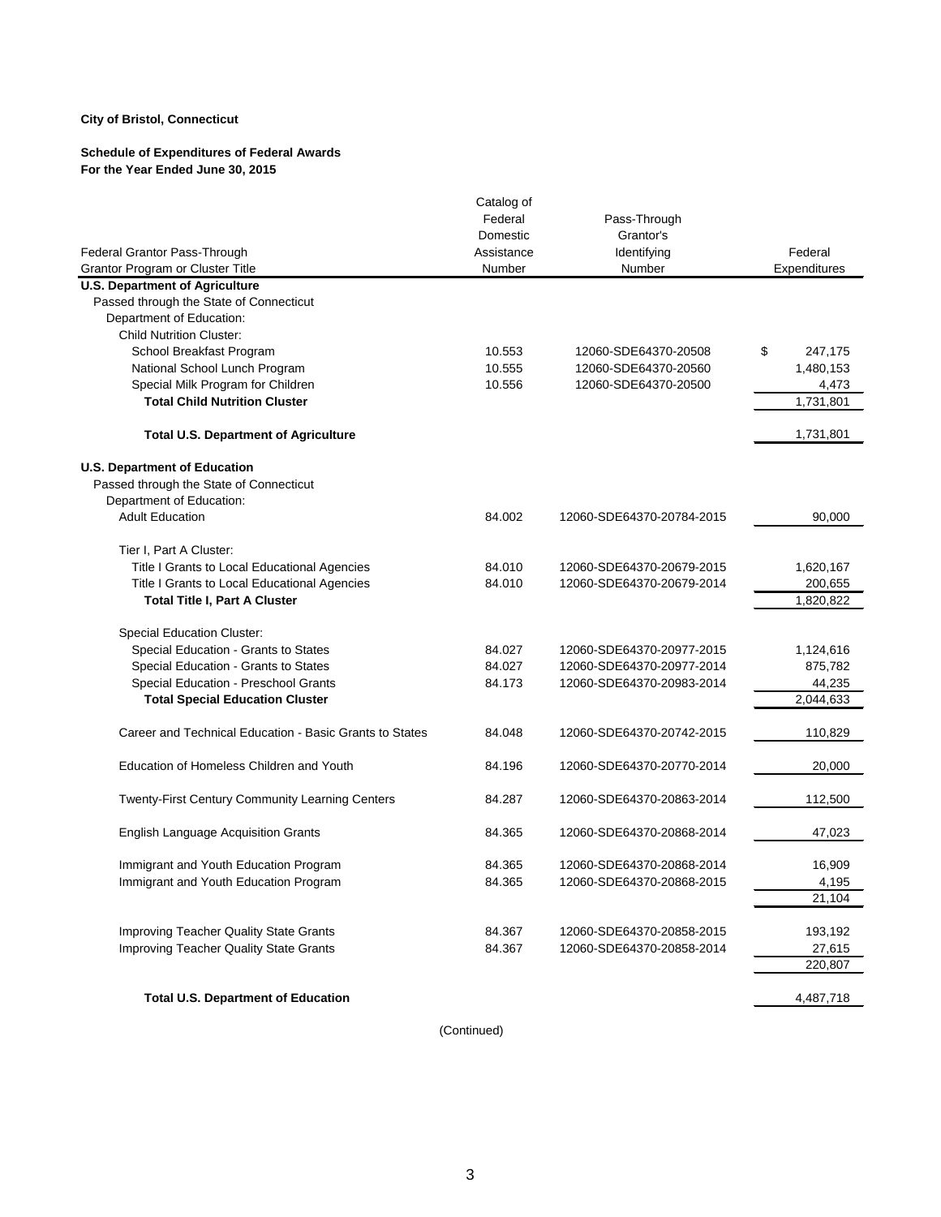**City of Bristol, Connecticut**

**Schedule of Expenditures of Federal Awards**
**For the Year Ended June 30, 2015**

| Federal Grantor Pass-Through Grantor Program or Cluster Title | Catalog of Federal Domestic Assistance Number | Pass-Through Grantor's Identifying Number | Federal Expenditures |
|---|---|---|---|
| **U.S. Department of Agriculture** | | | |
| Passed through the State of Connecticut | | | |
| Department of Education: | | | |
| Child Nutrition Cluster: | | | |
| School Breakfast Program | 10.553 | 12060-SDE64370-20508 | $ 247,175 |
| National School Lunch Program | 10.555 | 12060-SDE64370-20560 | 1,480,153 |
| Special Milk Program for Children | 10.556 | 12060-SDE64370-20500 | 4,473 |
| **Total Child Nutrition Cluster** | | | 1,731,801 |
| **Total U.S. Department of Agriculture** | | | 1,731,801 |
| **U.S. Department of Education** | | | |
| Passed through the State of Connecticut | | | |
| Department of Education: | | | |
| Adult Education | 84.002 | 12060-SDE64370-20784-2015 | 90,000 |
| Tier I, Part A Cluster: | | | |
| Title I Grants to Local Educational Agencies | 84.010 | 12060-SDE64370-20679-2015 | 1,620,167 |
| Title I Grants to Local Educational Agencies | 84.010 | 12060-SDE64370-20679-2014 | 200,655 |
| **Total Title I, Part A Cluster** | | | 1,820,822 |
| Special Education Cluster: | | | |
| Special Education - Grants to States | 84.027 | 12060-SDE64370-20977-2015 | 1,124,616 |
| Special Education - Grants to States | 84.027 | 12060-SDE64370-20977-2014 | 875,782 |
| Special Education - Preschool Grants | 84.173 | 12060-SDE64370-20983-2014 | 44,235 |
| **Total Special Education Cluster** | | | 2,044,633 |
| Career and Technical Education - Basic Grants to States | 84.048 | 12060-SDE64370-20742-2015 | 110,829 |
| Education of Homeless Children and Youth | 84.196 | 12060-SDE64370-20770-2014 | 20,000 |
| Twenty-First Century Community Learning Centers | 84.287 | 12060-SDE64370-20863-2014 | 112,500 |
| English Language Acquisition Grants | 84.365 | 12060-SDE64370-20868-2014 | 47,023 |
| Immigrant and Youth Education Program | 84.365 | 12060-SDE64370-20868-2014 | 16,909 |
| Immigrant and Youth Education Program | 84.365 | 12060-SDE64370-20868-2015 | 4,195 |
| | | | 21,104 |
| Improving Teacher Quality State Grants | 84.367 | 12060-SDE64370-20858-2015 | 193,192 |
| Improving Teacher Quality State Grants | 84.367 | 12060-SDE64370-20858-2014 | 27,615 |
| | | | 220,807 |
| **Total U.S. Department of Education** | | | 4,487,718 |

(Continued)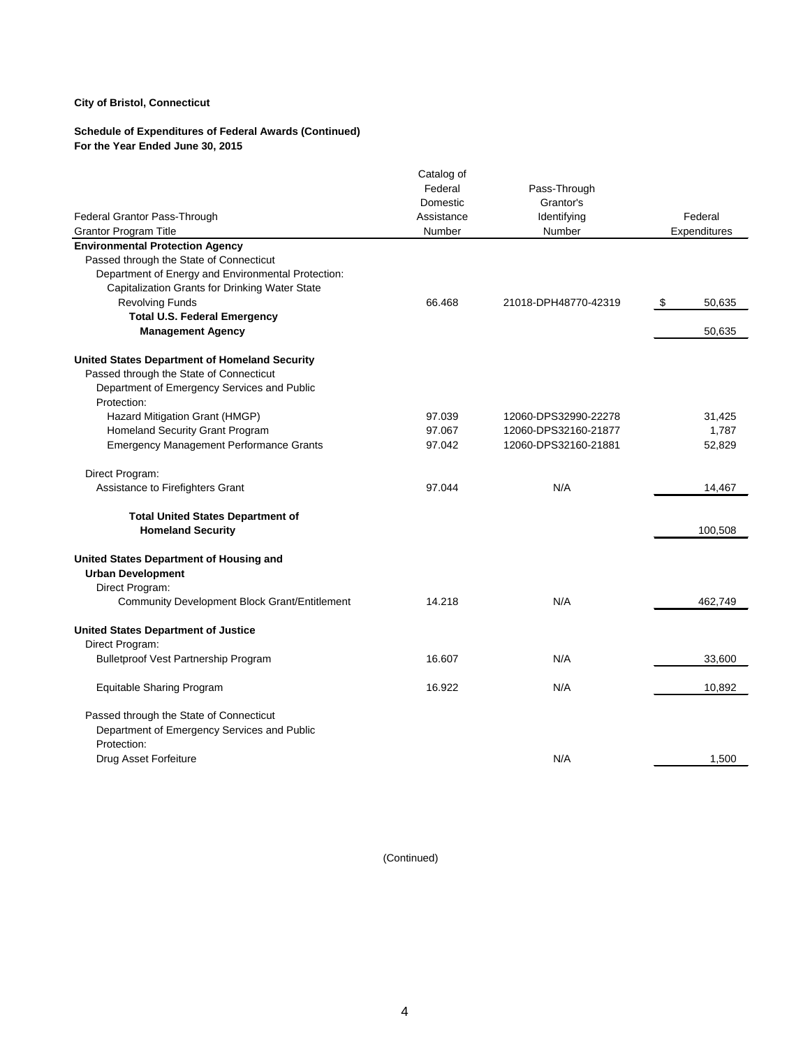**City of Bristol, Connecticut**

**Schedule of Expenditures of Federal Awards (Continued)**
**For the Year Ended June 30, 2015**

| Federal Grantor Pass-Through Grantor Program Title | Catalog of Federal Domestic Assistance Number | Pass-Through Grantor's Identifying Number | Federal Expenditures |
|---|---|---|---|
| **Environmental Protection Agency** | | | |
| Passed through the State of Connecticut | | | |
| Department of Energy and Environmental Protection: | | | |
| Capitalization Grants for Drinking Water State Revolving Funds | 66.468 | 21018-DPH48770-42319 | $ 50,635 |
| **Total U.S. Federal Emergency Management Agency** | | | 50,635 |
| | | | |
| **United States Department of Homeland Security** | | | |
| Passed through the State of Connecticut | | | |
| Department of Emergency Services and Public Protection: | | | |
| Hazard Mitigation Grant (HMGP) | 97.039 | 12060-DPS32990-22278 | 31,425 |
| Homeland Security Grant Program | 97.067 | 12060-DPS32160-21877 | 1,787 |
| Emergency Management Performance Grants | 97.042 | 12060-DPS32160-21881 | 52,829 |
| | | | |
| Direct Program: | | | |
| Assistance to Firefighters Grant | 97.044 | N/A | 14,467 |
| | | | |
| **Total United States Department of Homeland Security** | | | 100,508 |
| | | | |
| **United States Department of Housing and Urban Development** | | | |
| Direct Program: | | | |
| Community Development Block Grant/Entitlement | 14.218 | N/A | 462,749 |
| | | | |
| **United States Department of Justice** | | | |
| Direct Program: | | | |
| Bulletproof Vest Partnership Program | 16.607 | N/A | 33,600 |
| | | | |
| Equitable Sharing Program | 16.922 | N/A | 10,892 |
| | | | |
| Passed through the State of Connecticut | | | |
| Department of Emergency Services and Public Protection: | | | |
| Drug Asset Forfeiture | | N/A | 1,500 |

(Continued)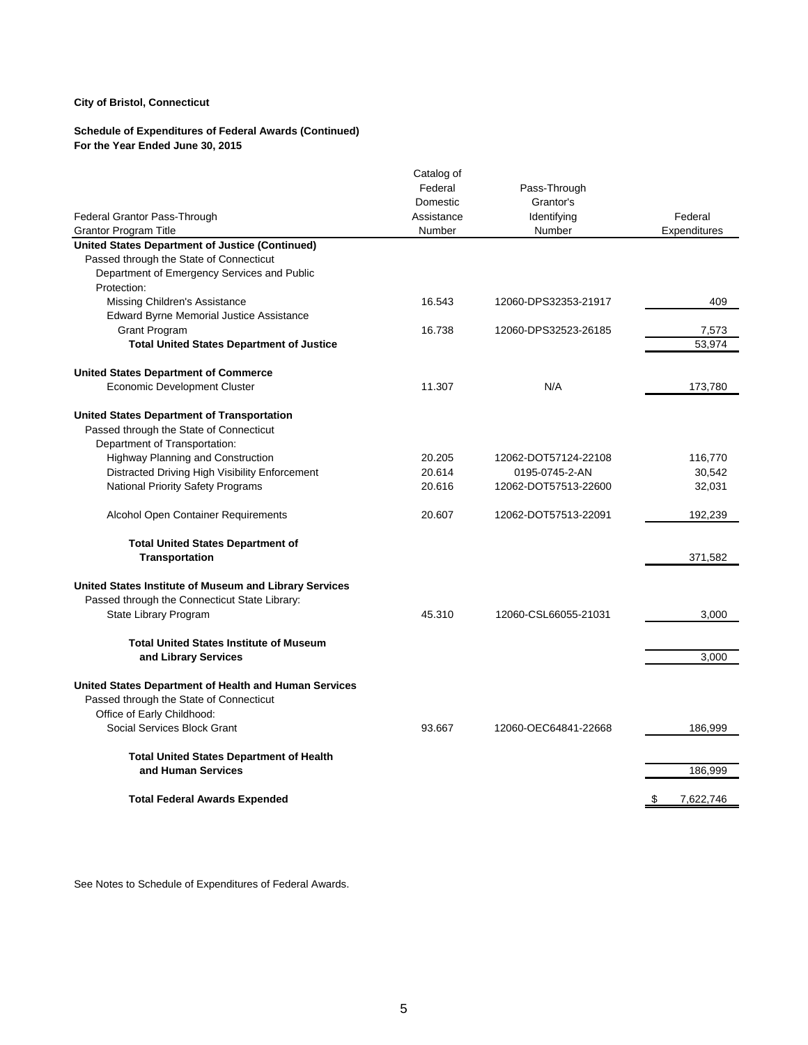**City of Bristol, Connecticut**

**Schedule of Expenditures of Federal Awards (Continued)**
**For the Year Ended June 30, 2015**

| Federal Grantor Pass-Through Grantor Program Title | Catalog of Federal Domestic Assistance Number | Pass-Through Grantor's Identifying Number | Federal Expenditures |
|---|---|---|---|
| **United States Department of Justice (Continued)** | | | |
| Passed through the State of Connecticut | | | |
| Department of Emergency Services and Public Protection: | | | |
| Missing Children's Assistance | 16.543 | 12060-DPS32353-21917 | 409 |
| Edward Byrne Memorial Justice Assistance Grant Program | 16.738 | 12060-DPS32523-26185 | 7,573 |
| **Total United States Department of Justice** | | | 53,974 |
| **United States Department of Commerce** | | | |
| Economic Development Cluster | 11.307 | N/A | 173,780 |
| **United States Department of Transportation** | | | |
| Passed through the State of Connecticut | | | |
| Department of Transportation: | | | |
| Highway Planning and Construction | 20.205 | 12062-DOT57124-22108 | 116,770 |
| Distracted Driving High Visibility Enforcement | 20.614 | 0195-0745-2-AN | 30,542 |
| National Priority Safety Programs | 20.616 | 12062-DOT57513-22600 | 32,031 |
| Alcohol Open Container Requirements | 20.607 | 12062-DOT57513-22091 | 192,239 |
| **Total United States Department of Transportation** | | | 371,582 |
| **United States Institute of Museum and Library Services** | | | |
| Passed through the Connecticut State Library: | | | |
| State Library Program | 45.310 | 12060-CSL66055-21031 | 3,000 |
| **Total United States Institute of Museum and Library Services** | | | 3,000 |
| **United States Department of Health and Human Services** | | | |
| Passed through the State of Connecticut | | | |
| Office of Early Childhood: | | | |
| Social Services Block Grant | 93.667 | 12060-OEC64841-22668 | 186,999 |
| **Total United States Department of Health and Human Services** | | | 186,999 |
| **Total Federal Awards Expended** | | | $ 7,622,746 |

See Notes to Schedule of Expenditures of Federal Awards.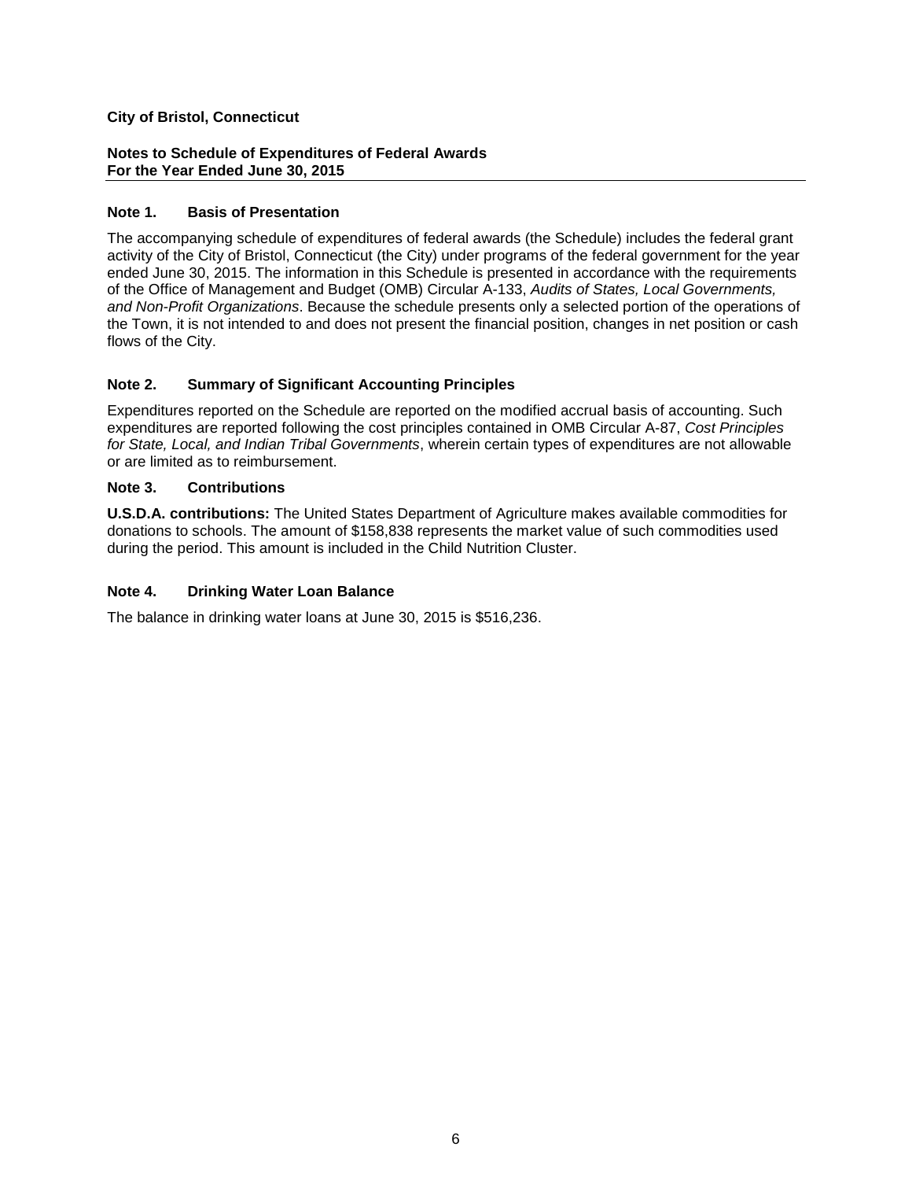**City of Bristol, Connecticut**

**Notes to Schedule of Expenditures of Federal Awards**
**For the Year Ended June 30, 2015**

## Note 1. Basis of Presentation

The accompanying schedule of expenditures of federal awards (the Schedule) includes the federal grant activity of the City of Bristol, Connecticut (the City) under programs of the federal government for the year ended June 30, 2015. The information in this Schedule is presented in accordance with the requirements of the Office of Management and Budget (OMB) Circular A-133, *Audits of States, Local Governments, and Non-Profit Organizations*. Because the schedule presents only a selected portion of the operations of the Town, it is not intended to and does not present the financial position, changes in net position or cash flows of the City.

## Note 2. Summary of Significant Accounting Principles

Expenditures reported on the Schedule are reported on the modified accrual basis of accounting. Such expenditures are reported following the cost principles contained in OMB Circular A-87, *Cost Principles for State, Local, and Indian Tribal Governments*, wherein certain types of expenditures are not allowable or are limited as to reimbursement.

## Note 3. Contributions

**U.S.D.A. contributions:** The United States Department of Agriculture makes available commodities for donations to schools. The amount of $158,838 represents the market value of such commodities used during the period. This amount is included in the Child Nutrition Cluster.

## Note 4. Drinking Water Loan Balance

The balance in drinking water loans at June 30, 2015 is $516,236.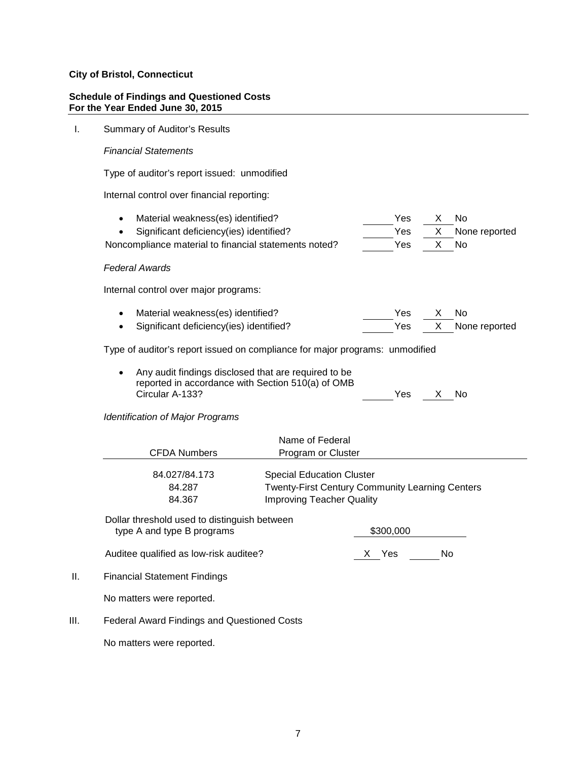**City of Bristol, Connecticut**

**Schedule of Findings and Questioned Costs**
**For the Year Ended June 30, 2015**

I. Summary of Auditor's Results

*Financial Statements*

Type of auditor's report issued: unmodified

Internal control over financial reporting:

| | | |
|---|---|---|
| • Material weakness(es) identified? | ______ Yes | X No |
| • Significant deficiency(ies) identified? | ______ Yes | X None reported |
| Noncompliance material to financial statements noted? | ______ Yes | X No |

*Federal Awards*

Internal control over major programs:

| | | |
|---|---|---|
| • Material weakness(es) identified? | ______ Yes | X No |
| • Significant deficiency(ies) identified? | ______ Yes | X None reported |

Type of auditor's report issued on compliance for major programs: unmodified

| | | |
|---|---|---|
| • Any audit findings disclosed that are required to be reported in accordance with Section 510(a) of OMB Circular A-133? | ______ Yes | X No |

*Identification of Major Programs*

| CFDA Numbers | Name of Federal Program or Cluster |
|---|---|
| 84.027/84.173 | Special Education Cluster |
| 84.287 | Twenty-First Century Community Learning Centers |
| 84.367 | Improving Teacher Quality |

Dollar threshold used to distinguish between type A and type B programs: $300,000

Auditee qualified as low-risk auditee? X Yes ______ No

II. Financial Statement Findings

No matters were reported.

III. Federal Award Findings and Questioned Costs

No matters were reported.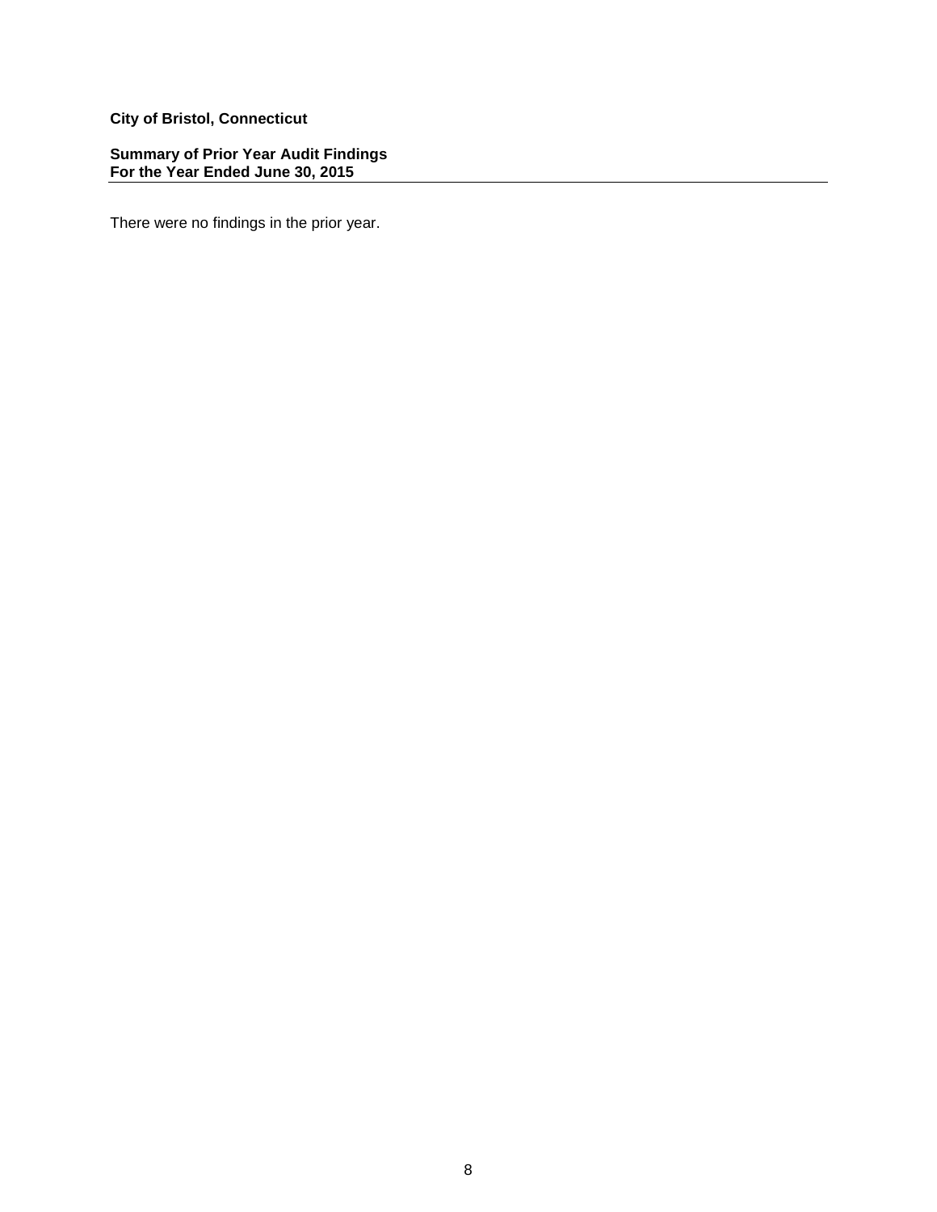**City of Bristol, Connecticut**

**Summary of Prior Year Audit Findings**
**For the Year Ended June 30, 2015**

There were no findings in the prior year.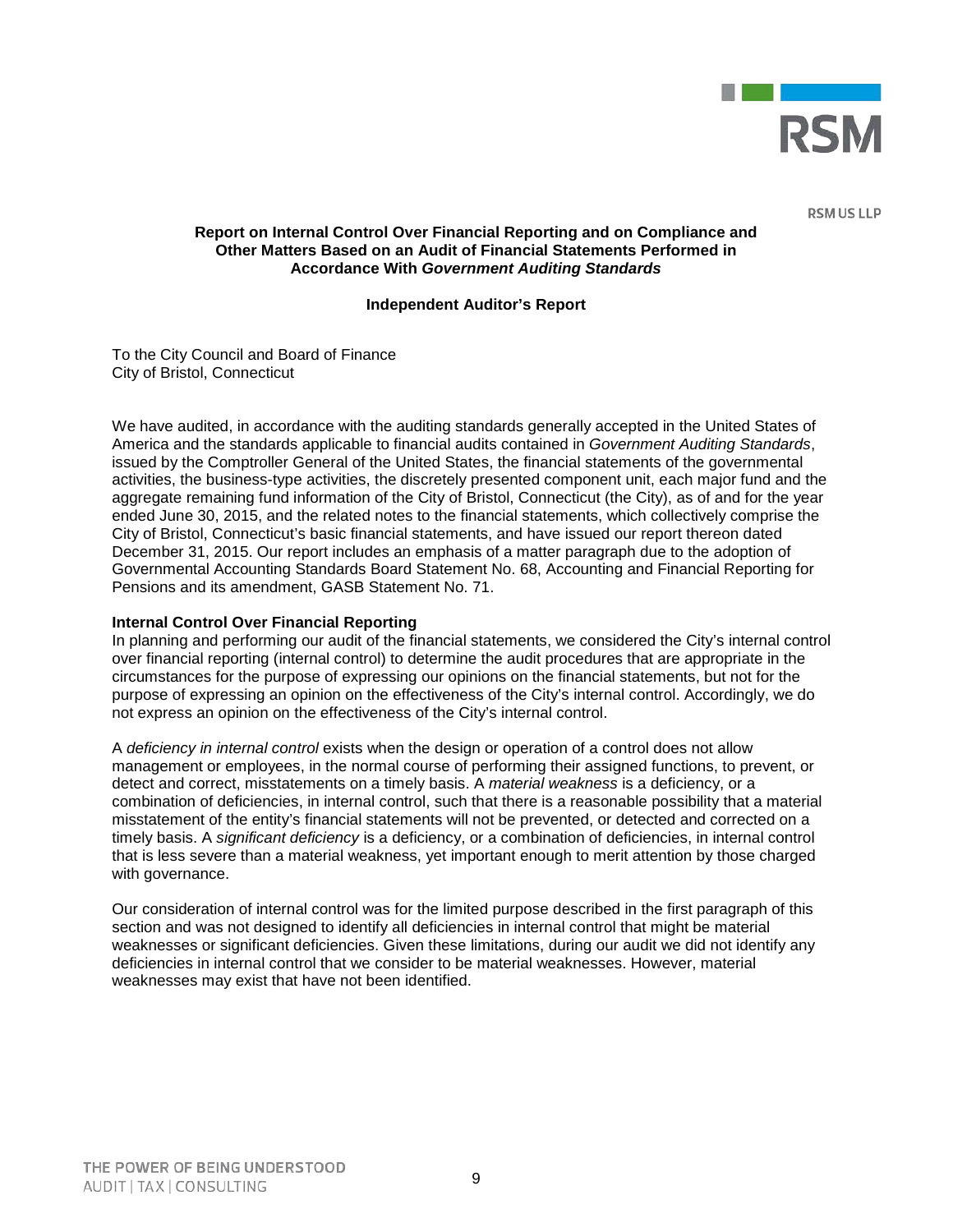RSM US LLP

## Report on Internal Control Over Financial Reporting and on Compliance and Other Matters Based on an Audit of Financial Statements Performed in Accordance With *Government Auditing Standards*

### Independent Auditor's Report

To the City Council and Board of Finance
City of Bristol, Connecticut

We have audited, in accordance with the auditing standards generally accepted in the United States of America and the standards applicable to financial audits contained in *Government Auditing Standards*, issued by the Comptroller General of the United States, the financial statements of the governmental activities, the business-type activities, the discretely presented component unit, each major fund and the aggregate remaining fund information of the City of Bristol, Connecticut (the City), as of and for the year ended June 30, 2015, and the related notes to the financial statements, which collectively comprise the City of Bristol, Connecticut's basic financial statements, and have issued our report thereon dated December 31, 2015. Our report includes an emphasis of a matter paragraph due to the adoption of Governmental Accounting Standards Board Statement No. 68, Accounting and Financial Reporting for Pensions and its amendment, GASB Statement No. 71.

**Internal Control Over Financial Reporting**

In planning and performing our audit of the financial statements, we considered the City's internal control over financial reporting (internal control) to determine the audit procedures that are appropriate in the circumstances for the purpose of expressing our opinions on the financial statements, but not for the purpose of expressing an opinion on the effectiveness of the City's internal control. Accordingly, we do not express an opinion on the effectiveness of the City's internal control.

A *deficiency in internal control* exists when the design or operation of a control does not allow management or employees, in the normal course of performing their assigned functions, to prevent, or detect and correct, misstatements on a timely basis. A *material weakness* is a deficiency, or a combination of deficiencies, in internal control, such that there is a reasonable possibility that a material misstatement of the entity's financial statements will not be prevented, or detected and corrected on a timely basis. A *significant deficiency* is a deficiency, or a combination of deficiencies, in internal control that is less severe than a material weakness, yet important enough to merit attention by those charged with governance.

Our consideration of internal control was for the limited purpose described in the first paragraph of this section and was not designed to identify all deficiencies in internal control that might be material weaknesses or significant deficiencies. Given these limitations, during our audit we did not identify any deficiencies in internal control that we consider to be material weaknesses. However, material weaknesses may exist that have not been identified.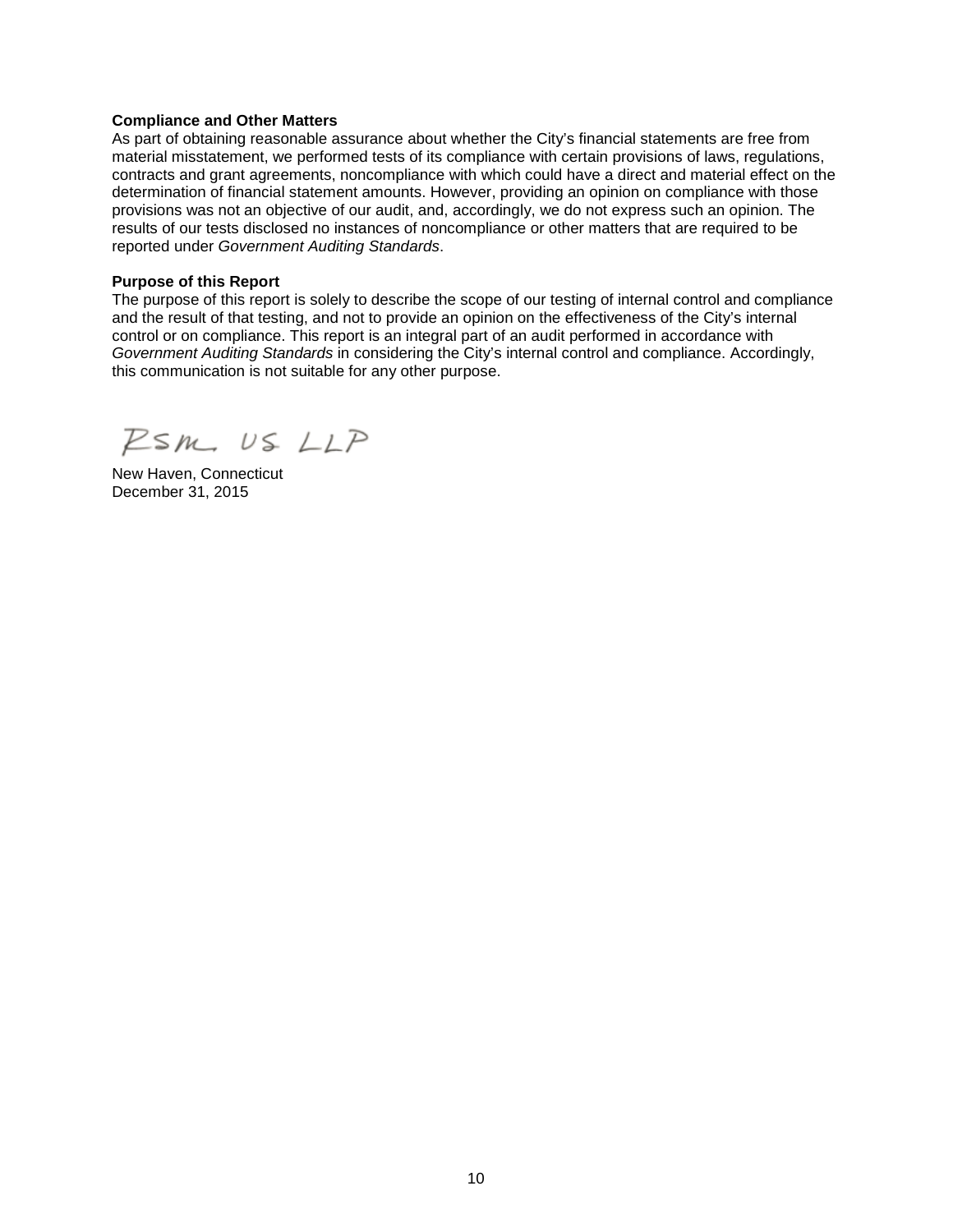**Compliance and Other Matters**
As part of obtaining reasonable assurance about whether the City's financial statements are free from material misstatement, we performed tests of its compliance with certain provisions of laws, regulations, contracts and grant agreements, noncompliance with which could have a direct and material effect on the determination of financial statement amounts. However, providing an opinion on compliance with those provisions was not an objective of our audit, and, accordingly, we do not express such an opinion. The results of our tests disclosed no instances of noncompliance or other matters that are required to be reported under *Government Auditing Standards*.

**Purpose of this Report**
The purpose of this report is solely to describe the scope of our testing of internal control and compliance and the result of that testing, and not to provide an opinion on the effectiveness of the City's internal control or on compliance. This report is an integral part of an audit performed in accordance with *Government Auditing Standards* in considering the City's internal control and compliance. Accordingly, this communication is not suitable for any other purpose.

RSM US LLP

New Haven, Connecticut
December 31, 2015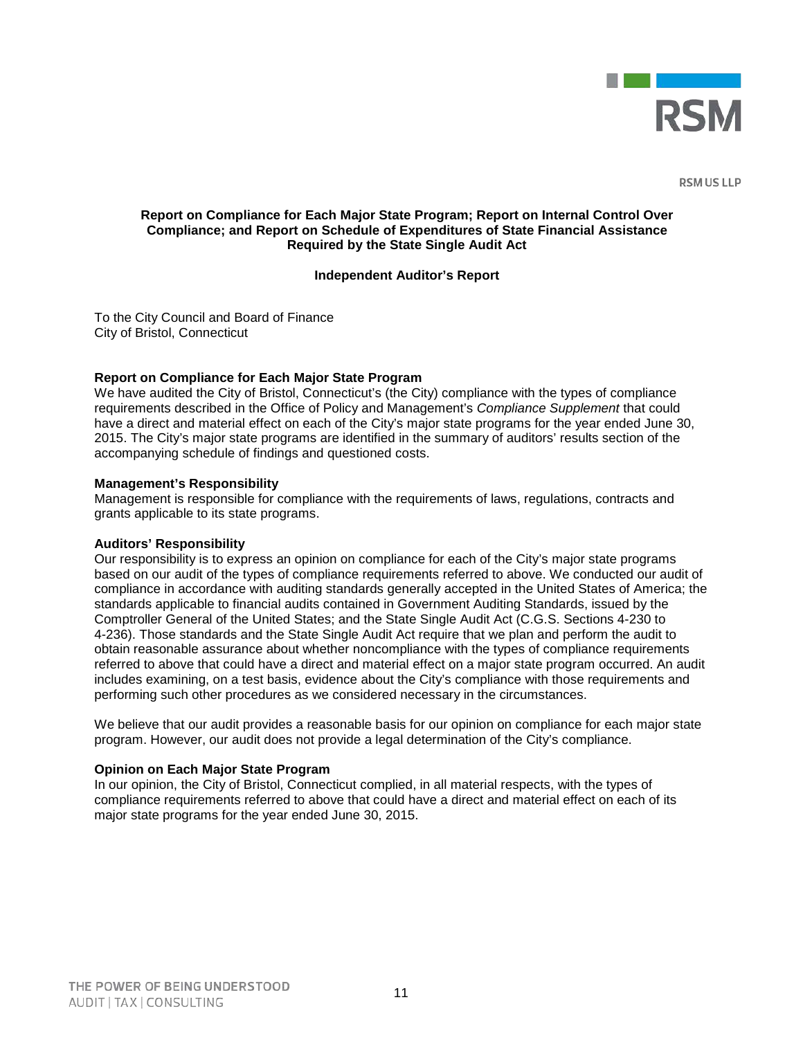RSM US LLP

**Report on Compliance for Each Major State Program; Report on Internal Control Over Compliance; and Report on Schedule of Expenditures of State Financial Assistance Required by the State Single Audit Act**

**Independent Auditor's Report**

To the City Council and Board of Finance
City of Bristol, Connecticut

### Report on Compliance for Each Major State Program

We have audited the City of Bristol, Connecticut's (the City) compliance with the types of compliance requirements described in the Office of Policy and Management's *Compliance Supplement* that could have a direct and material effect on each of the City's major state programs for the year ended June 30, 2015. The City's major state programs are identified in the summary of auditors' results section of the accompanying schedule of findings and questioned costs.

### Management's Responsibility

Management is responsible for compliance with the requirements of laws, regulations, contracts and grants applicable to its state programs.

### Auditors' Responsibility

Our responsibility is to express an opinion on compliance for each of the City's major state programs based on our audit of the types of compliance requirements referred to above. We conducted our audit of compliance in accordance with auditing standards generally accepted in the United States of America; the standards applicable to financial audits contained in Government Auditing Standards, issued by the Comptroller General of the United States; and the State Single Audit Act (C.G.S. Sections 4-230 to 4-236). Those standards and the State Single Audit Act require that we plan and perform the audit to obtain reasonable assurance about whether noncompliance with the types of compliance requirements referred to above that could have a direct and material effect on a major state program occurred. An audit includes examining, on a test basis, evidence about the City's compliance with those requirements and performing such other procedures as we considered necessary in the circumstances.

We believe that our audit provides a reasonable basis for our opinion on compliance for each major state program. However, our audit does not provide a legal determination of the City's compliance.

### Opinion on Each Major State Program

In our opinion, the City of Bristol, Connecticut complied, in all material respects, with the types of compliance requirements referred to above that could have a direct and material effect on each of its major state programs for the year ended June 30, 2015.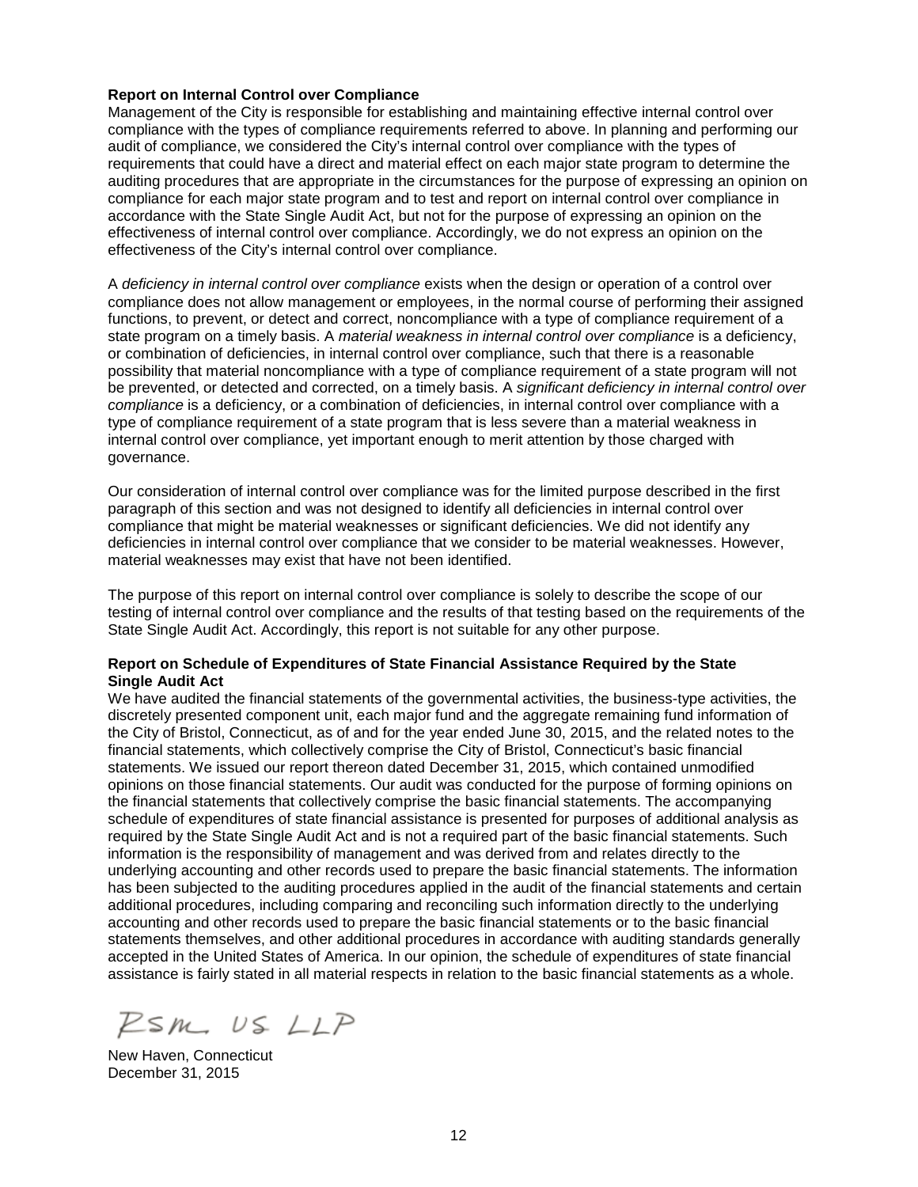**Report on Internal Control over Compliance**

Management of the City is responsible for establishing and maintaining effective internal control over compliance with the types of compliance requirements referred to above. In planning and performing our audit of compliance, we considered the City's internal control over compliance with the types of requirements that could have a direct and material effect on each major state program to determine the auditing procedures that are appropriate in the circumstances for the purpose of expressing an opinion on compliance for each major state program and to test and report on internal control over compliance in accordance with the State Single Audit Act, but not for the purpose of expressing an opinion on the effectiveness of internal control over compliance. Accordingly, we do not express an opinion on the effectiveness of the City's internal control over compliance.

A *deficiency in internal control over compliance* exists when the design or operation of a control over compliance does not allow management or employees, in the normal course of performing their assigned functions, to prevent, or detect and correct, noncompliance with a type of compliance requirement of a state program on a timely basis. A *material weakness in internal control over compliance* is a deficiency, or combination of deficiencies, in internal control over compliance, such that there is a reasonable possibility that material noncompliance with a type of compliance requirement of a state program will not be prevented, or detected and corrected, on a timely basis. A *significant deficiency in internal control over compliance* is a deficiency, or a combination of deficiencies, in internal control over compliance with a type of compliance requirement of a state program that is less severe than a material weakness in internal control over compliance, yet important enough to merit attention by those charged with governance.

Our consideration of internal control over compliance was for the limited purpose described in the first paragraph of this section and was not designed to identify all deficiencies in internal control over compliance that might be material weaknesses or significant deficiencies. We did not identify any deficiencies in internal control over compliance that we consider to be material weaknesses. However, material weaknesses may exist that have not been identified.

The purpose of this report on internal control over compliance is solely to describe the scope of our testing of internal control over compliance and the results of that testing based on the requirements of the State Single Audit Act. Accordingly, this report is not suitable for any other purpose.

**Report on Schedule of Expenditures of State Financial Assistance Required by the State Single Audit Act**

We have audited the financial statements of the governmental activities, the business-type activities, the discretely presented component unit, each major fund and the aggregate remaining fund information of the City of Bristol, Connecticut, as of and for the year ended June 30, 2015, and the related notes to the financial statements, which collectively comprise the City of Bristol, Connecticut's basic financial statements. We issued our report thereon dated December 31, 2015, which contained unmodified opinions on those financial statements. Our audit was conducted for the purpose of forming opinions on the financial statements that collectively comprise the basic financial statements. The accompanying schedule of expenditures of state financial assistance is presented for purposes of additional analysis as required by the State Single Audit Act and is not a required part of the basic financial statements. Such information is the responsibility of management and was derived from and relates directly to the underlying accounting and other records used to prepare the basic financial statements. The information has been subjected to the auditing procedures applied in the audit of the financial statements and certain additional procedures, including comparing and reconciling such information directly to the underlying accounting and other records used to prepare the basic financial statements or to the basic financial statements themselves, and other additional procedures in accordance with auditing standards generally accepted in the United States of America. In our opinion, the schedule of expenditures of state financial assistance is fairly stated in all material respects in relation to the basic financial statements as a whole.

RSM US LLP

New Haven, Connecticut
December 31, 2015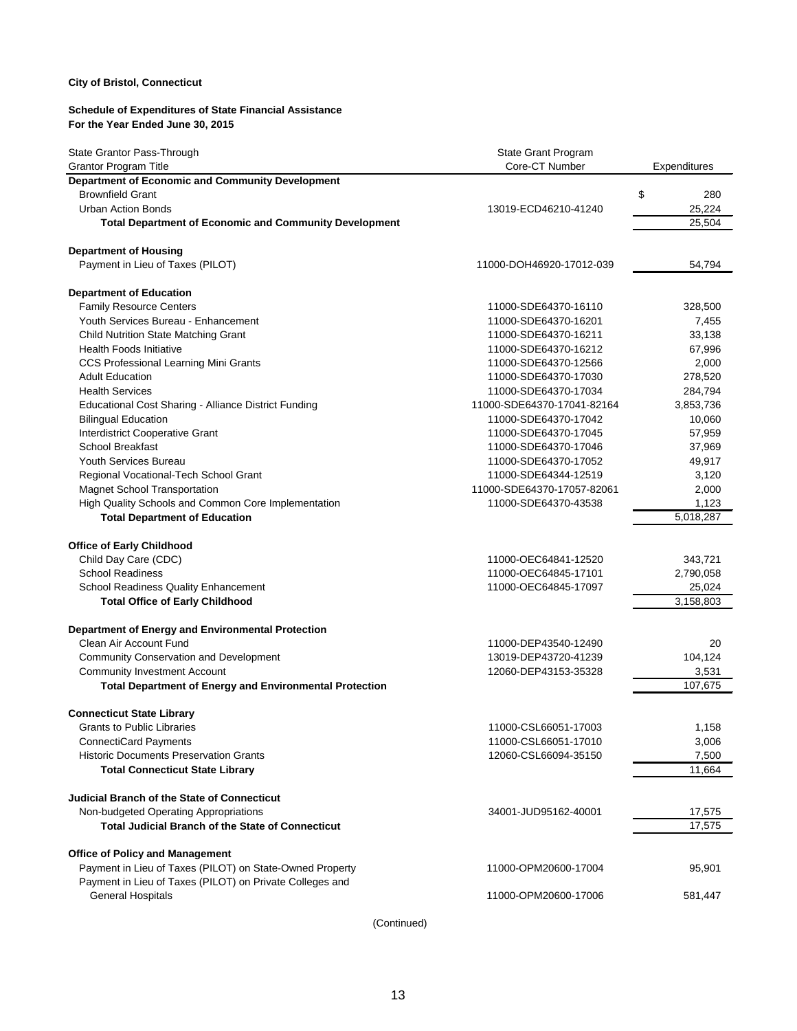**City of Bristol, Connecticut**

**Schedule of Expenditures of State Financial Assistance**
**For the Year Ended June 30, 2015**

| State Grantor Pass-Through<br>Grantor Program Title | State Grant Program<br>Core-CT Number | Expenditures |
|---|---|---|
| **Department of Economic and Community Development** | | |
| Brownfield Grant | | $ 280 |
| Urban Action Bonds | 13019-ECD46210-41240 | 25,224 |
| **Total Department of Economic and Community Development** | | 25,504 |
| | | |
| **Department of Housing** | | |
| Payment in Lieu of Taxes (PILOT) | 11000-DOH46920-17012-039 | 54,794 |
| | | |
| **Department of Education** | | |
| Family Resource Centers | 11000-SDE64370-16110 | 328,500 |
| Youth Services Bureau - Enhancement | 11000-SDE64370-16201 | 7,455 |
| Child Nutrition State Matching Grant | 11000-SDE64370-16211 | 33,138 |
| Health Foods Initiative | 11000-SDE64370-16212 | 67,996 |
| CCS Professional Learning Mini Grants | 11000-SDE64370-12566 | 2,000 |
| Adult Education | 11000-SDE64370-17030 | 278,520 |
| Health Services | 11000-SDE64370-17034 | 284,794 |
| Educational Cost Sharing - Alliance District Funding | 11000-SDE64370-17041-82164 | 3,853,736 |
| Bilingual Education | 11000-SDE64370-17042 | 10,060 |
| Interdistrict Cooperative Grant | 11000-SDE64370-17045 | 57,959 |
| School Breakfast | 11000-SDE64370-17046 | 37,969 |
| Youth Services Bureau | 11000-SDE64370-17052 | 49,917 |
| Regional Vocational-Tech School Grant | 11000-SDE64344-12519 | 3,120 |
| Magnet School Transportation | 11000-SDE64370-17057-82061 | 2,000 |
| High Quality Schools and Common Core Implementation | 11000-SDE64370-43538 | 1,123 |
| **Total Department of Education** | | 5,018,287 |
| | | |
| **Office of Early Childhood** | | |
| Child Day Care (CDC) | 11000-OEC64841-12520 | 343,721 |
| School Readiness | 11000-OEC64845-17101 | 2,790,058 |
| School Readiness Quality Enhancement | 11000-OEC64845-17097 | 25,024 |
| **Total Office of Early Childhood** | | 3,158,803 |
| | | |
| **Department of Energy and Environmental Protection** | | |
| Clean Air Account Fund | 11000-DEP43540-12490 | 20 |
| Community Conservation and Development | 13019-DEP43720-41239 | 104,124 |
| Community Investment Account | 12060-DEP43153-35328 | 3,531 |
| **Total Department of Energy and Environmental Protection** | | 107,675 |
| | | |
| **Connecticut State Library** | | |
| Grants to Public Libraries | 11000-CSL66051-17003 | 1,158 |
| ConnectiCard Payments | 11000-CSL66051-17010 | 3,006 |
| Historic Documents Preservation Grants | 12060-CSL66094-35150 | 7,500 |
| **Total Connecticut State Library** | | 11,664 |
| | | |
| **Judicial Branch of the State of Connecticut** | | |
| Non-budgeted Operating Appropriations | 34001-JUD95162-40001 | 17,575 |
| **Total Judicial Branch of the State of Connecticut** | | 17,575 |
| | | |
| **Office of Policy and Management** | | |
| Payment in Lieu of Taxes (PILOT) on State-Owned Property | 11000-OPM20600-17004 | 95,901 |
| Payment in Lieu of Taxes (PILOT) on Private Colleges and General Hospitals | 11000-OPM20600-17006 | 581,447 |

(Continued)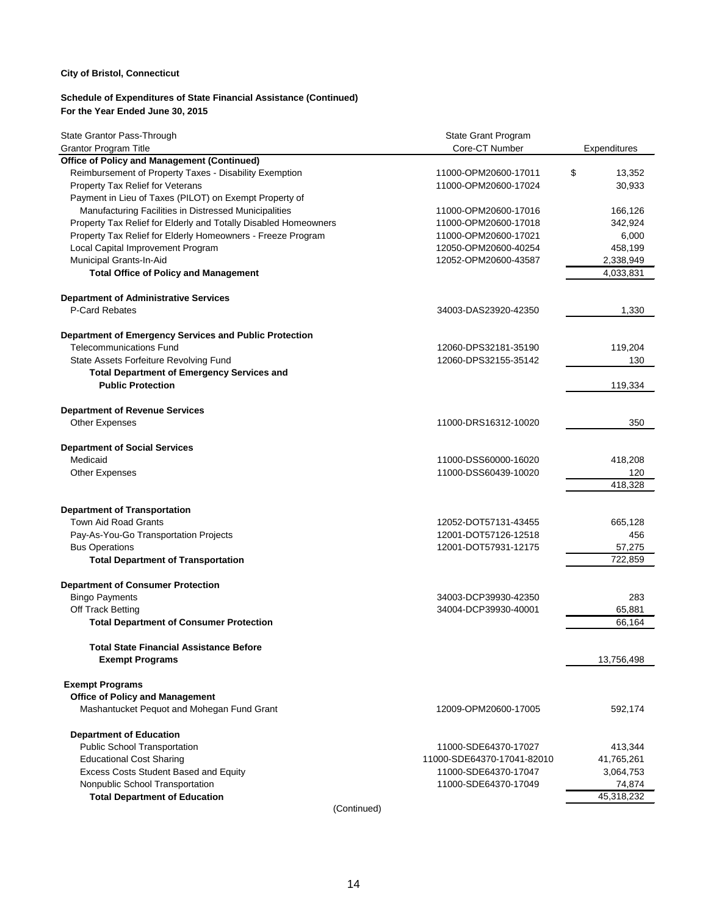**City of Bristol, Connecticut**

**Schedule of Expenditures of State Financial Assistance (Continued)**
**For the Year Ended June 30, 2015**

| State Grantor Pass-Through Grantor Program Title | State Grant Program Core-CT Number | Expenditures |
|---|---|---|
| **Office of Policy and Management (Continued)** | | |
| Reimbursement of Property Taxes - Disability Exemption | 11000-OPM20600-17011 | $ 13,352 |
| Property Tax Relief for Veterans | 11000-OPM20600-17024 | 30,933 |
| Payment in Lieu of Taxes (PILOT) on Exempt Property of Manufacturing Facilities in Distressed Municipalities | 11000-OPM20600-17016 | 166,126 |
| Property Tax Relief for Elderly and Totally Disabled Homeowners | 11000-OPM20600-17018 | 342,924 |
| Property Tax Relief for Elderly Homeowners - Freeze Program | 11000-OPM20600-17021 | 6,000 |
| Local Capital Improvement Program | 12050-OPM20600-40254 | 458,199 |
| Municipal Grants-In-Aid | 12052-OPM20600-43587 | 2,338,949 |
| **Total Office of Policy and Management** | | 4,033,831 |
| | | |
| **Department of Administrative Services** | | |
| P-Card Rebates | 34003-DAS23920-42350 | 1,330 |
| | | |
| **Department of Emergency Services and Public Protection** | | |
| Telecommunications Fund | 12060-DPS32181-35190 | 119,204 |
| State Assets Forfeiture Revolving Fund | 12060-DPS32155-35142 | 130 |
| **Total Department of Emergency Services and Public Protection** | | 119,334 |
| | | |
| **Department of Revenue Services** | | |
| Other Expenses | 11000-DRS16312-10020 | 350 |
| | | |
| **Department of Social Services** | | |
| Medicaid | 11000-DSS60000-16020 | 418,208 |
| Other Expenses | 11000-DSS60439-10020 | 120 |
| | | 418,328 |
| | | |
| **Department of Transportation** | | |
| Town Aid Road Grants | 12052-DOT57131-43455 | 665,128 |
| Pay-As-You-Go Transportation Projects | 12001-DOT57126-12518 | 456 |
| Bus Operations | 12001-DOT57931-12175 | 57,275 |
| **Total Department of Transportation** | | 722,859 |
| | | |
| **Department of Consumer Protection** | | |
| Bingo Payments | 34003-DCP39930-42350 | 283 |
| Off Track Betting | 34004-DCP39930-40001 | 65,881 |
| **Total Department of Consumer Protection** | | 66,164 |
| | | |
| **Total State Financial Assistance Before Exempt Programs** | | 13,756,498 |
| | | |
| **Exempt Programs** | | |
| **Office of Policy and Management** | | |
| Mashantucket Pequot and Mohegan Fund Grant | 12009-OPM20600-17005 | 592,174 |
| | | |
| **Department of Education** | | |
| Public School Transportation | 11000-SDE64370-17027 | 413,344 |
| Educational Cost Sharing | 11000-SDE64370-17041-82010 | 41,765,261 |
| Excess Costs Student Based and Equity | 11000-SDE64370-17047 | 3,064,753 |
| Nonpublic School Transportation | 11000-SDE64370-17049 | 74,874 |
| **Total Department of Education** | | 45,318,232 |

(Continued)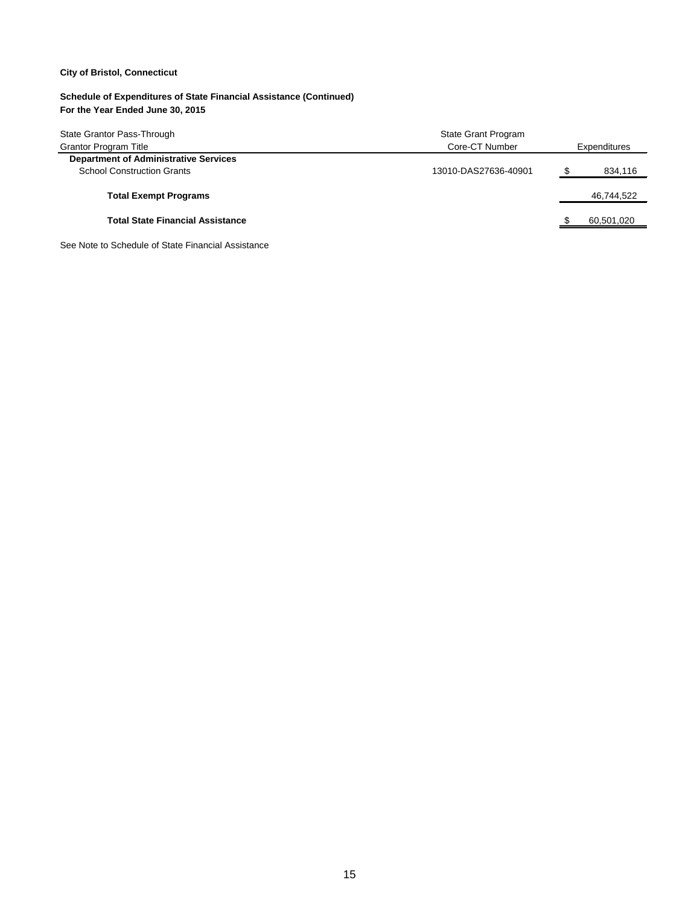**City of Bristol, Connecticut**

**Schedule of Expenditures of State Financial Assistance (Continued)**
**For the Year Ended June 30, 2015**

| State Grantor Pass-Through Grantor Program Title | State Grant Program Core-CT Number | Expenditures |
|---|---|---|
| **Department of Administrative Services** | | |
| School Construction Grants | 13010-DAS27636-40901 | $ 834,116 |
| **Total Exempt Programs** | | 46,744,522 |
| **Total State Financial Assistance** | | $ 60,501,020 |

See Note to Schedule of State Financial Assistance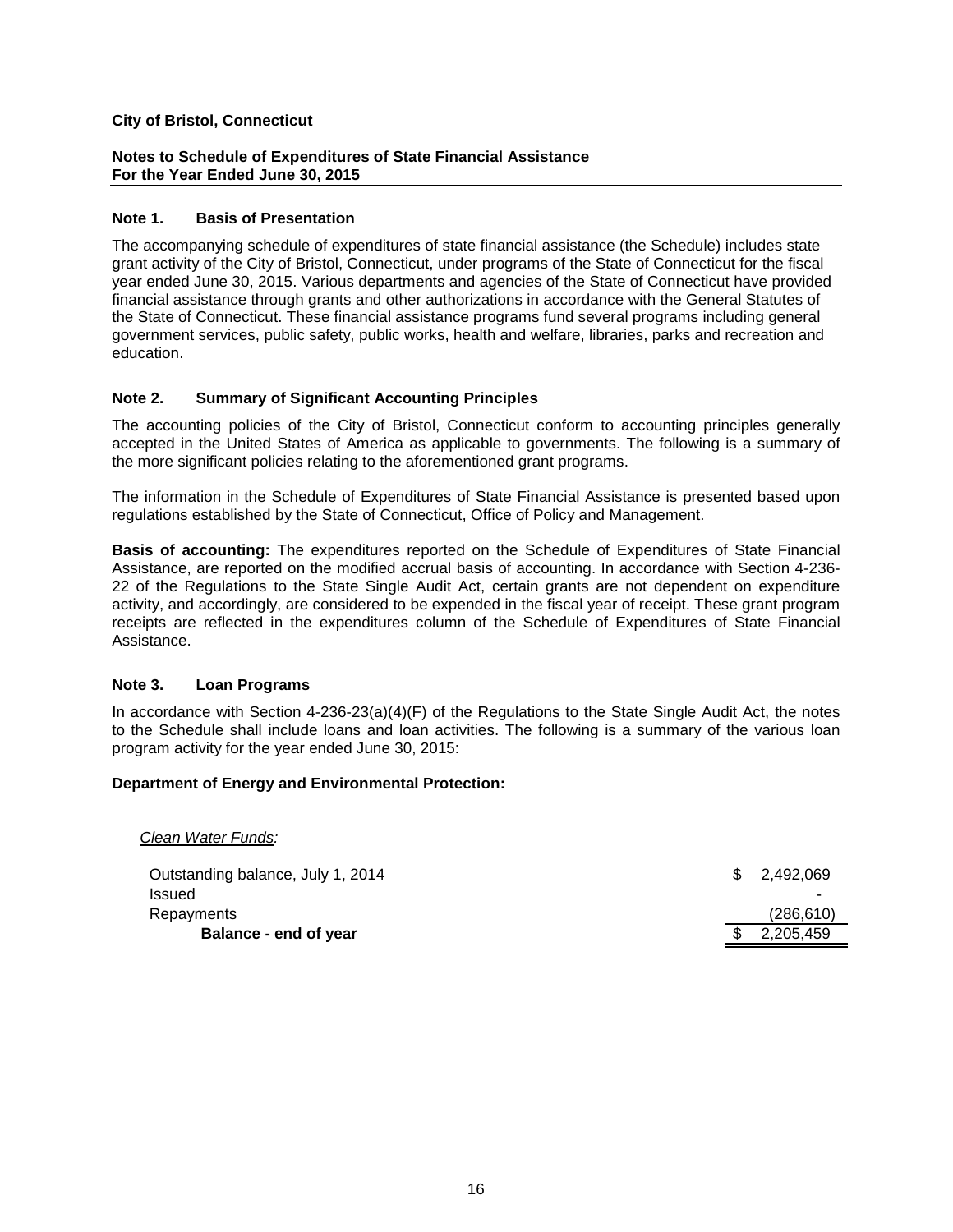**City of Bristol, Connecticut**

**Notes to Schedule of Expenditures of State Financial Assistance**
**For the Year Ended June 30, 2015**

## Note 1. Basis of Presentation

The accompanying schedule of expenditures of state financial assistance (the Schedule) includes state grant activity of the City of Bristol, Connecticut, under programs of the State of Connecticut for the fiscal year ended June 30, 2015. Various departments and agencies of the State of Connecticut have provided financial assistance through grants and other authorizations in accordance with the General Statutes of the State of Connecticut. These financial assistance programs fund several programs including general government services, public safety, public works, health and welfare, libraries, parks and recreation and education.

## Note 2. Summary of Significant Accounting Principles

The accounting policies of the City of Bristol, Connecticut conform to accounting principles generally accepted in the United States of America as applicable to governments. The following is a summary of the more significant policies relating to the aforementioned grant programs.

The information in the Schedule of Expenditures of State Financial Assistance is presented based upon regulations established by the State of Connecticut, Office of Policy and Management.

**Basis of accounting:** The expenditures reported on the Schedule of Expenditures of State Financial Assistance, are reported on the modified accrual basis of accounting. In accordance with Section 4-236-22 of the Regulations to the State Single Audit Act, certain grants are not dependent on expenditure activity, and accordingly, are considered to be expended in the fiscal year of receipt. These grant program receipts are reflected in the expenditures column of the Schedule of Expenditures of State Financial Assistance.

## Note 3. Loan Programs

In accordance with Section 4-236-23(a)(4)(F) of the Regulations to the State Single Audit Act, the notes to the Schedule shall include loans and loan activities. The following is a summary of the various loan program activity for the year ended June 30, 2015:

**Department of Energy and Environmental Protection:**

*Clean Water Funds:*

| | |
|---|---|
| Outstanding balance, July 1, 2014 | $ 2,492,069 |
| Issued | - |
| Repayments | (286,610) |
| **Balance - end of year** | $ 2,205,459 |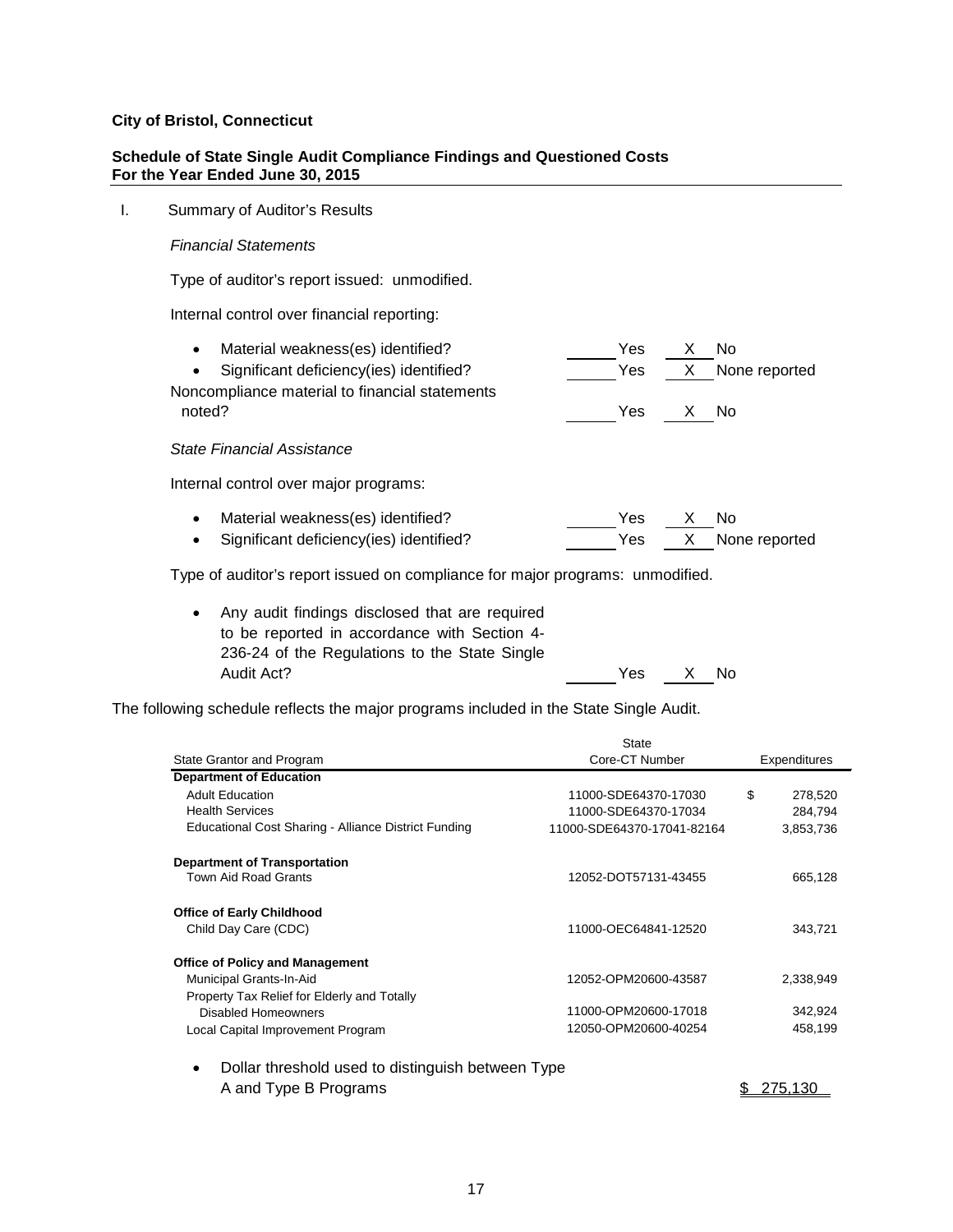**City of Bristol, Connecticut**

**Schedule of State Single Audit Compliance Findings and Questioned Costs**
**For the Year Ended June 30, 2015**

I. Summary of Auditor's Results

*Financial Statements*

Type of auditor's report issued: unmodified.

Internal control over financial reporting:

- Material weakness(es) identified? ______ Yes __X__ No
- Significant deficiency(ies) identified? ______ Yes __X__ None reported

Noncompliance material to financial statements noted? ______ Yes __X__ No

*State Financial Assistance*

Internal control over major programs:

- Material weakness(es) identified? ______ Yes __X__ No
- Significant deficiency(ies) identified? ______ Yes __X__ None reported

Type of auditor's report issued on compliance for major programs: unmodified.

- Any audit findings disclosed that are required to be reported in accordance with Section 4-236-24 of the Regulations to the State Single Audit Act? ______ Yes __X__ No

The following schedule reflects the major programs included in the State Single Audit.

| State Grantor and Program | State Core-CT Number | Expenditures |
|---|---|---|
| **Department of Education** | | |
| Adult Education | 11000-SDE64370-17030 | $ 278,520 |
| Health Services | 11000-SDE64370-17034 | 284,794 |
| Educational Cost Sharing - Alliance District Funding | 11000-SDE64370-17041-82164 | 3,853,736 |
| **Department of Transportation** | | |
| Town Aid Road Grants | 12052-DOT57131-43455 | 665,128 |
| **Office of Early Childhood** | | |
| Child Day Care (CDC) | 11000-OEC64841-12520 | 343,721 |
| **Office of Policy and Management** | | |
| Municipal Grants-In-Aid | 12052-OPM20600-43587 | 2,338,949 |
| Property Tax Relief for Elderly and Totally Disabled Homeowners | 11000-OPM20600-17018 | 342,924 |
| Local Capital Improvement Program | 12050-OPM20600-40254 | 458,199 |

- Dollar threshold used to distinguish between Type A and Type B Programs $ 275,130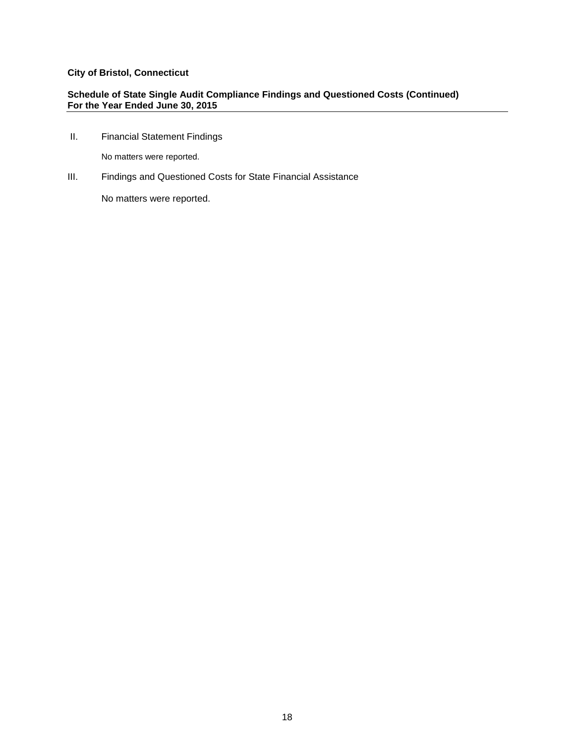**City of Bristol, Connecticut**

**Schedule of State Single Audit Compliance Findings and Questioned Costs (Continued)**
**For the Year Ended June 30, 2015**

II. Financial Statement Findings

No matters were reported.

III. Findings and Questioned Costs for State Financial Assistance

No matters were reported.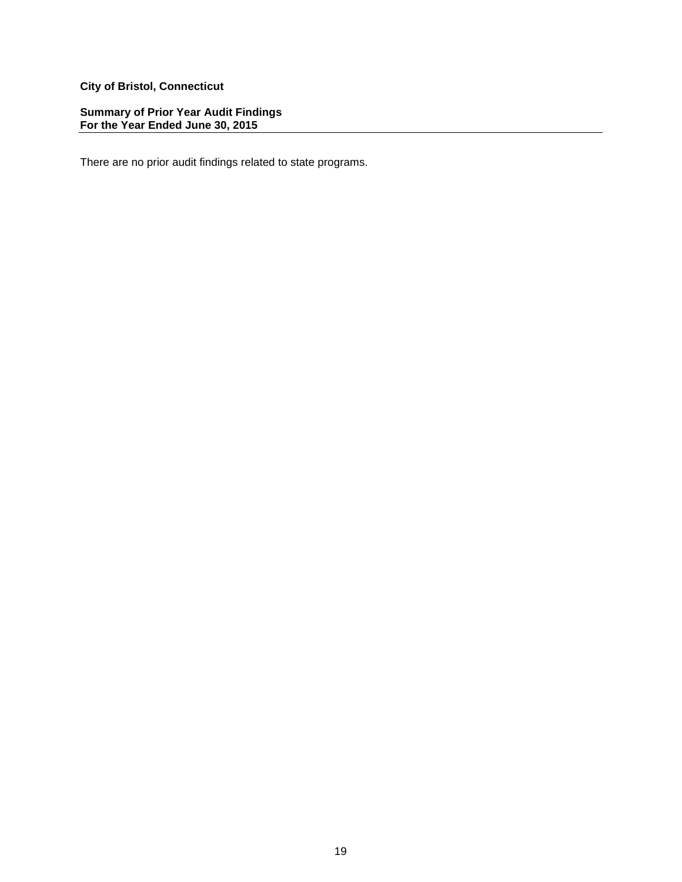**City of Bristol, Connecticut**

**Summary of Prior Year Audit Findings**
**For the Year Ended June 30, 2015**

There are no prior audit findings related to state programs.